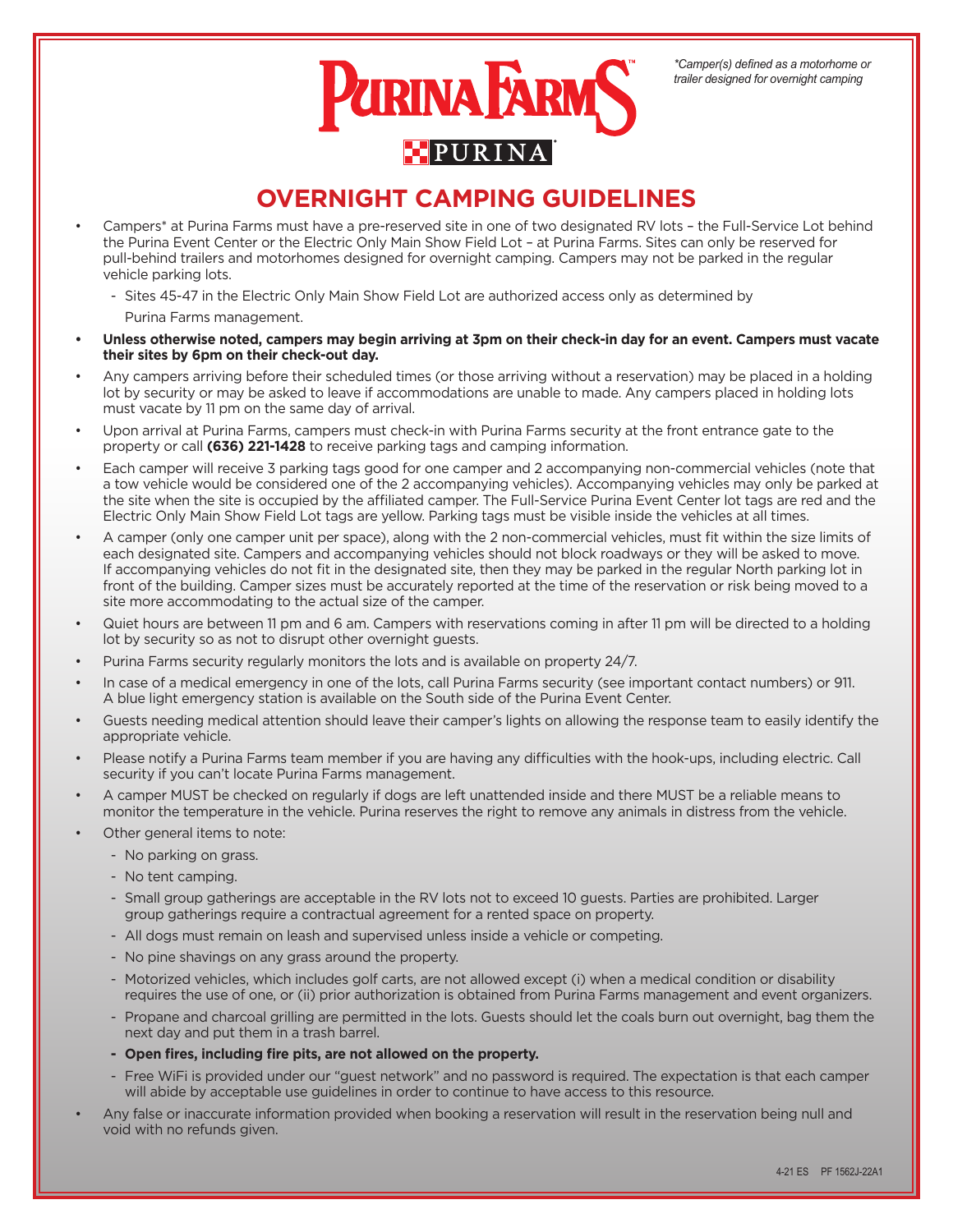*Camper(s) defined as a motorhome or trailer designed for overnight camping

# OVERNIGHT CAMPING GUIDELINES

- Campers* at Purina Farms must have a pre-reserved site in one of two designated RV lots – the Full-Service Lot behind the Purina Event Center or the Electric Only Main Show Field Lot – at Purina Farms. Sites can only be reserved for pull-behind trailers and motorhomes designed for overnight camping. Campers may not be parked in the regular vehicle parking lots.
  - Sites 45-47 in the Electric Only Main Show Field Lot are authorized access only as determined by Purina Farms management.
- **Unless otherwise noted, campers may begin arriving at 3pm on their check-in day for an event. Campers must vacate their sites by 6pm on their check-out day.**
- Any campers arriving before their scheduled times (or those arriving without a reservation) may be placed in a holding lot by security or may be asked to leave if accommodations are unable to made. Any campers placed in holding lots must vacate by 11 pm on the same day of arrival.
- Upon arrival at Purina Farms, campers must check-in with Purina Farms security at the front entrance gate to the property or call **(636) 221-1428** to receive parking tags and camping information.
- Each camper will receive 3 parking tags good for one camper and 2 accompanying non-commercial vehicles (note that a tow vehicle would be considered one of the 2 accompanying vehicles). Accompanying vehicles may only be parked at the site when the site is occupied by the affiliated camper. The Full-Service Purina Event Center lot tags are red and the Electric Only Main Show Field Lot tags are yellow. Parking tags must be visible inside the vehicles at all times.
- A camper (only one camper unit per space), along with the 2 non-commercial vehicles, must fit within the size limits of each designated site. Campers and accompanying vehicles should not block roadways or they will be asked to move. If accompanying vehicles do not fit in the designated site, then they may be parked in the regular North parking lot in front of the building. Camper sizes must be accurately reported at the time of the reservation or risk being moved to a site more accommodating to the actual size of the camper.
- Quiet hours are between 11 pm and 6 am. Campers with reservations coming in after 11 pm will be directed to a holding lot by security so as not to disrupt other overnight guests.
- Purina Farms security regularly monitors the lots and is available on property 24/7.
- In case of a medical emergency in one of the lots, call Purina Farms security (see important contact numbers) or 911. A blue light emergency station is available on the South side of the Purina Event Center.
- Guests needing medical attention should leave their camper's lights on allowing the response team to easily identify the appropriate vehicle.
- Please notify a Purina Farms team member if you are having any difficulties with the hook-ups, including electric. Call security if you can't locate Purina Farms management.
- A camper MUST be checked on regularly if dogs are left unattended inside and there MUST be a reliable means to monitor the temperature in the vehicle. Purina reserves the right to remove any animals in distress from the vehicle.
- Other general items to note:
  - No parking on grass.
  - No tent camping.
  - Small group gatherings are acceptable in the RV lots not to exceed 10 guests. Parties are prohibited. Larger group gatherings require a contractual agreement for a rented space on property.
  - All dogs must remain on leash and supervised unless inside a vehicle or competing.
  - No pine shavings on any grass around the property.
  - Motorized vehicles, which includes golf carts, are not allowed except (i) when a medical condition or disability requires the use of one, or (ii) prior authorization is obtained from Purina Farms management and event organizers.
  - Propane and charcoal grilling are permitted in the lots. Guests should let the coals burn out overnight, bag them the next day and put them in a trash barrel.
  - **Open fires, including fire pits, are not allowed on the property.**
  - Free WiFi is provided under our "guest network" and no password is required. The expectation is that each camper will abide by acceptable use guidelines in order to continue to have access to this resource.
- Any false or inaccurate information provided when booking a reservation will result in the reservation being null and void with no refunds given.

4-21 ES PF 1562J-22A1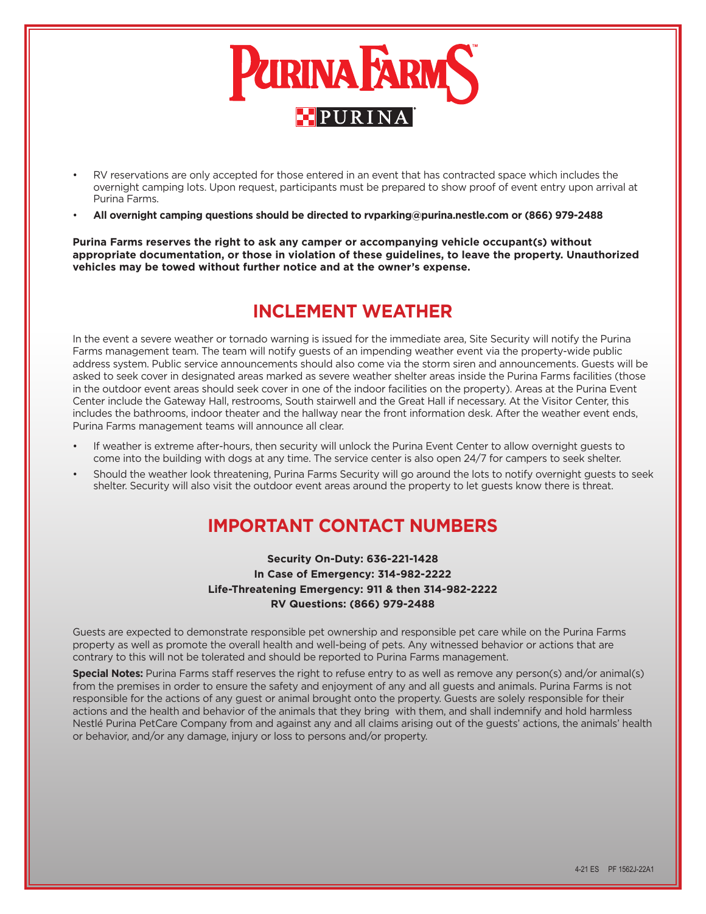# PURINA FARMS

PURINA

- RV reservations are only accepted for those entered in an event that has contracted space which includes the overnight camping lots. Upon request, participants must be prepared to show proof of event entry upon arrival at Purina Farms.
- **All overnight camping questions should be directed to rvparking@purina.nestle.com or (866) 979-2488**

**Purina Farms reserves the right to ask any camper or accompanying vehicle occupant(s) without appropriate documentation, or those in violation of these guidelines, to leave the property. Unauthorized vehicles may be towed without further notice and at the owner's expense.**

## INCLEMENT WEATHER

In the event a severe weather or tornado warning is issued for the immediate area, Site Security will notify the Purina Farms management team. The team will notify guests of an impending weather event via the property-wide public address system. Public service announcements should also come via the storm siren and announcements. Guests will be asked to seek cover in designated areas marked as severe weather shelter areas inside the Purina Farms facilities (those in the outdoor event areas should seek cover in one of the indoor facilities on the property). Areas at the Purina Event Center include the Gateway Hall, restrooms, South stairwell and the Great Hall if necessary. At the Visitor Center, this includes the bathrooms, indoor theater and the hallway near the front information desk. After the weather event ends, Purina Farms management teams will announce all clear.

- If weather is extreme after-hours, then security will unlock the Purina Event Center to allow overnight guests to come into the building with dogs at any time. The service center is also open 24/7 for campers to seek shelter.
- Should the weather look threatening, Purina Farms Security will go around the lots to notify overnight guests to seek shelter. Security will also visit the outdoor event areas around the property to let guests know there is threat.

## IMPORTANT CONTACT NUMBERS

**Security On-Duty: 636-221-1428**
**In Case of Emergency: 314-982-2222**
**Life-Threatening Emergency: 911 & then 314-982-2222**
**RV Questions: (866) 979-2488**

Guests are expected to demonstrate responsible pet ownership and responsible pet care while on the Purina Farms property as well as promote the overall health and well-being of pets. Any witnessed behavior or actions that are contrary to this will not be tolerated and should be reported to Purina Farms management.

**Special Notes:** Purina Farms staff reserves the right to refuse entry to as well as remove any person(s) and/or animal(s) from the premises in order to ensure the safety and enjoyment of any and all guests and animals. Purina Farms is not responsible for the actions of any guest or animal brought onto the property. Guests are solely responsible for their actions and the health and behavior of the animals that they bring with them, and shall indemnify and hold harmless Nestlé Purina PetCare Company from and against any and all claims arising out of the guests' actions, the animals' health or behavior, and/or any damage, injury or loss to persons and/or property.

4-21 ES PF 1562J-22A1